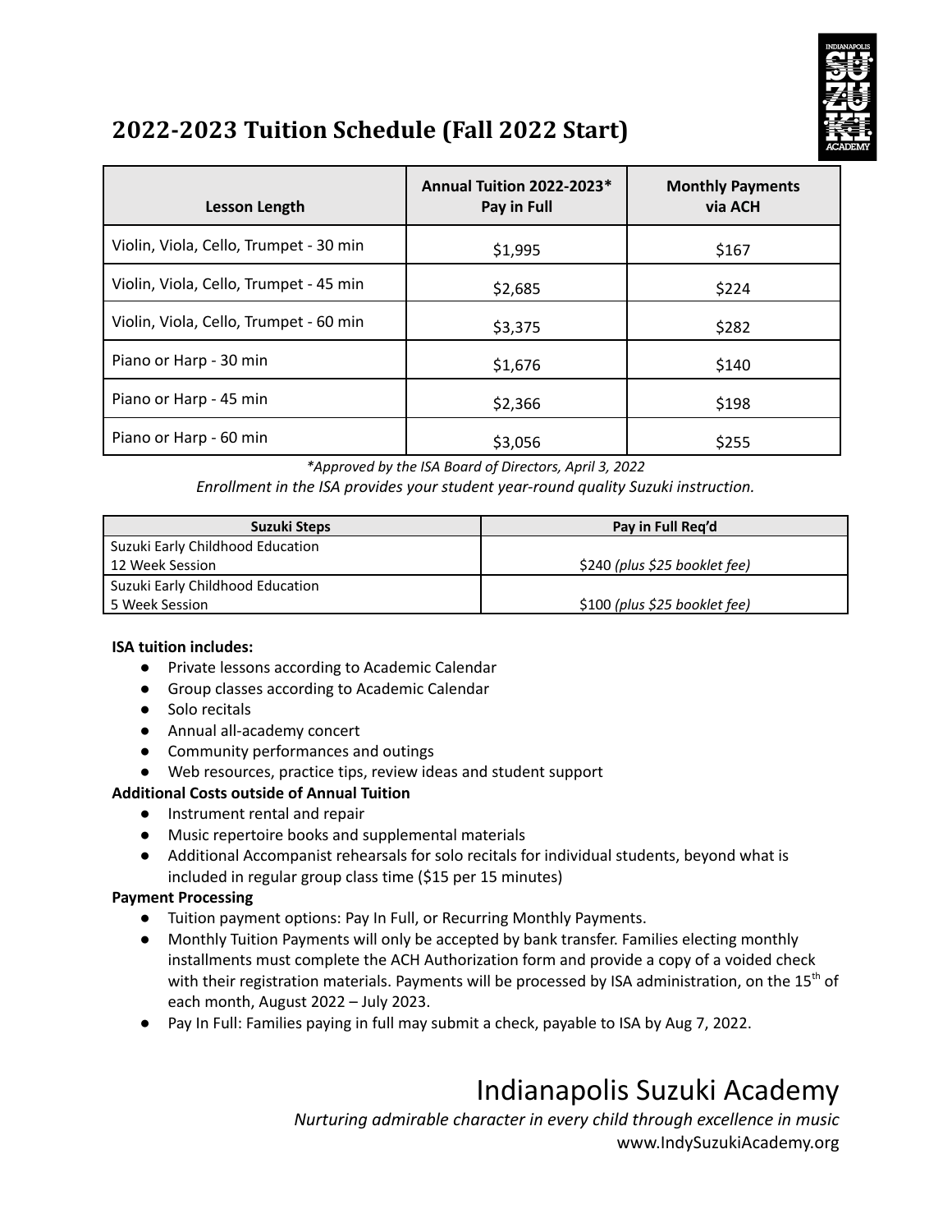## 2022-2023 Tuition Schedule (Fall 2022 Start)

| Lesson Length | Annual Tuition 2022-2023* Pay in Full | Monthly Payments via ACH |
|---|---|---|
| Violin, Viola, Cello, Trumpet - 30 min | $1,995 | $167 |
| Violin, Viola, Cello, Trumpet - 45 min | $2,685 | $224 |
| Violin, Viola, Cello, Trumpet - 60 min | $3,375 | $282 |
| Piano or Harp - 30 min | $1,676 | $140 |
| Piano or Harp - 45 min | $2,366 | $198 |
| Piano or Harp - 60 min | $3,056 | $255 |

*\*Approved by the ISA Board of Directors, April 3, 2022*

*Enrollment in the ISA provides your student year-round quality Suzuki instruction.*

| Suzuki Steps | Pay in Full Req'd |
|---|---|
| Suzuki Early Childhood Education 12 Week Session | $240 *(plus $25 booklet fee)* |
| Suzuki Early Childhood Education 5 Week Session | $100 *(plus $25 booklet fee)* |

**ISA tuition includes:**

- Private lessons according to Academic Calendar
- Group classes according to Academic Calendar
- Solo recitals
- Annual all-academy concert
- Community performances and outings
- Web resources, practice tips, review ideas and student support

**Additional Costs outside of Annual Tuition**

- Instrument rental and repair
- Music repertoire books and supplemental materials
- Additional Accompanist rehearsals for solo recitals for individual students, beyond what is included in regular group class time ($15 per 15 minutes)

**Payment Processing**

- Tuition payment options: Pay In Full, or Recurring Monthly Payments.
- Monthly Tuition Payments will only be accepted by bank transfer. Families electing monthly installments must complete the ACH Authorization form and provide a copy of a voided check with their registration materials. Payments will be processed by ISA administration, on the 15th of each month, August 2022 – July 2023.
- Pay In Full: Families paying in full may submit a check, payable to ISA by Aug 7, 2022.

Indianapolis Suzuki Academy

*Nurturing admirable character in every child through excellence in music*

www.IndySuzukiAcademy.org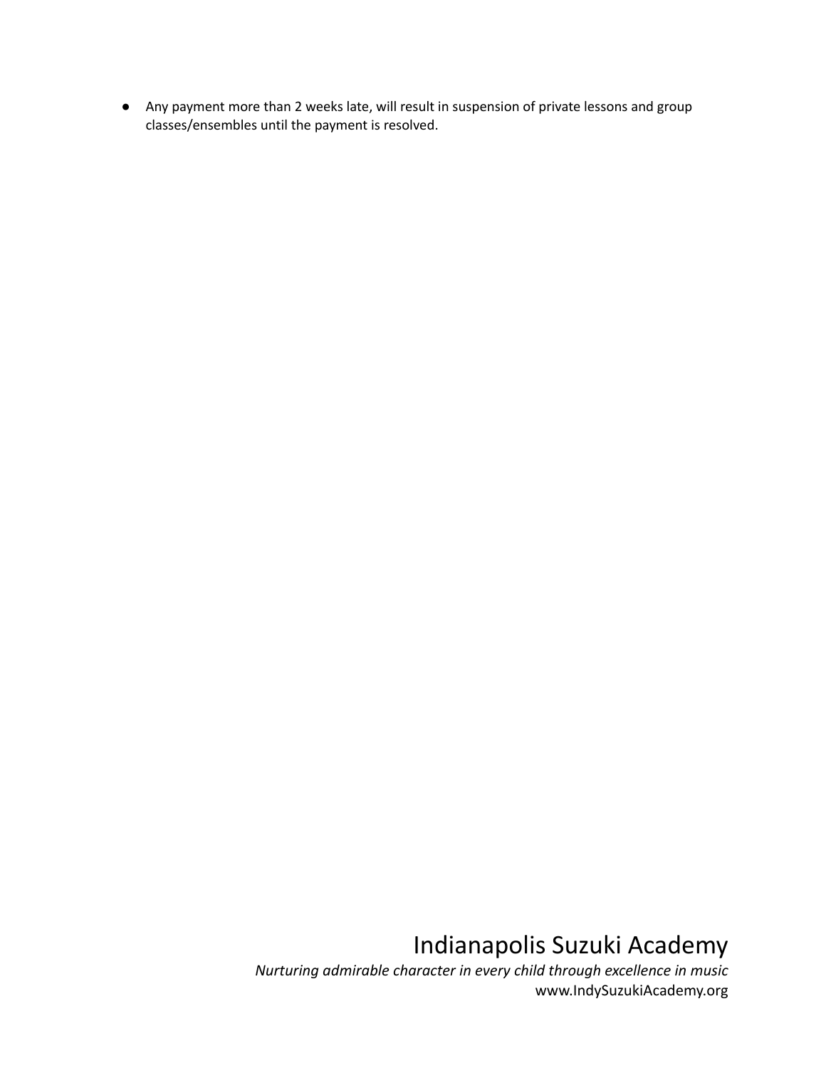- Any payment more than 2 weeks late, will result in suspension of private lessons and group classes/ensembles until the payment is resolved.